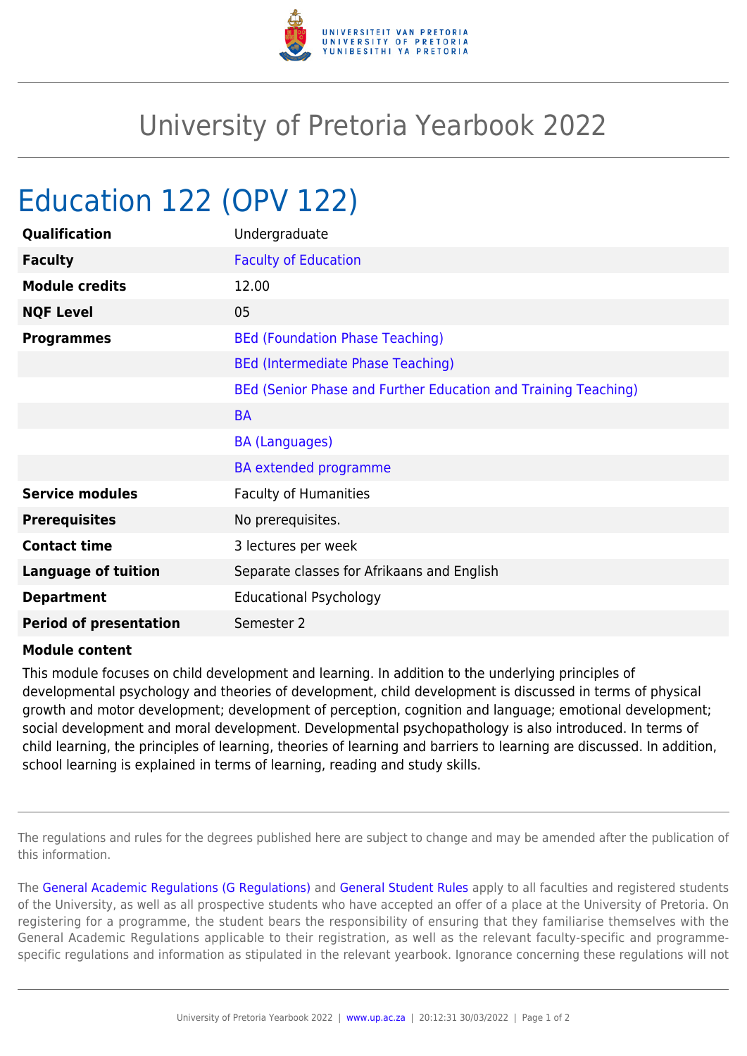# University of Pretoria Yearbook 2022

## Education 122 (OPV 122)

| | |
|---|---|
| **Qualification** | Undergraduate |
| **Faculty** | Faculty of Education |
| **Module credits** | 12.00 |
| **NQF Level** | 05 |
| **Programmes** | BEd (Foundation Phase Teaching) |
| | BEd (Intermediate Phase Teaching) |
| | BEd (Senior Phase and Further Education and Training Teaching) |
| | BA |
| | BA (Languages) |
| | BA extended programme |
| **Service modules** | Faculty of Humanities |
| **Prerequisites** | No prerequisites. |
| **Contact time** | 3 lectures per week |
| **Language of tuition** | Separate classes for Afrikaans and English |
| **Department** | Educational Psychology |
| **Period of presentation** | Semester 2 |

**Module content**

This module focuses on child development and learning. In addition to the underlying principles of developmental psychology and theories of development, child development is discussed in terms of physical growth and motor development; development of perception, cognition and language; emotional development; social development and moral development. Developmental psychopathology is also introduced. In terms of child learning, the principles of learning, theories of learning and barriers to learning are discussed. In addition, school learning is explained in terms of learning, reading and study skills.

The regulations and rules for the degrees published here are subject to change and may be amended after the publication of this information.

The General Academic Regulations (G Regulations) and General Student Rules apply to all faculties and registered students of the University, as well as all prospective students who have accepted an offer of a place at the University of Pretoria. On registering for a programme, the student bears the responsibility of ensuring that they familiarise themselves with the General Academic Regulations applicable to their registration, as well as the relevant faculty-specific and programme-specific regulations and information as stipulated in the relevant yearbook. Ignorance concerning these regulations will not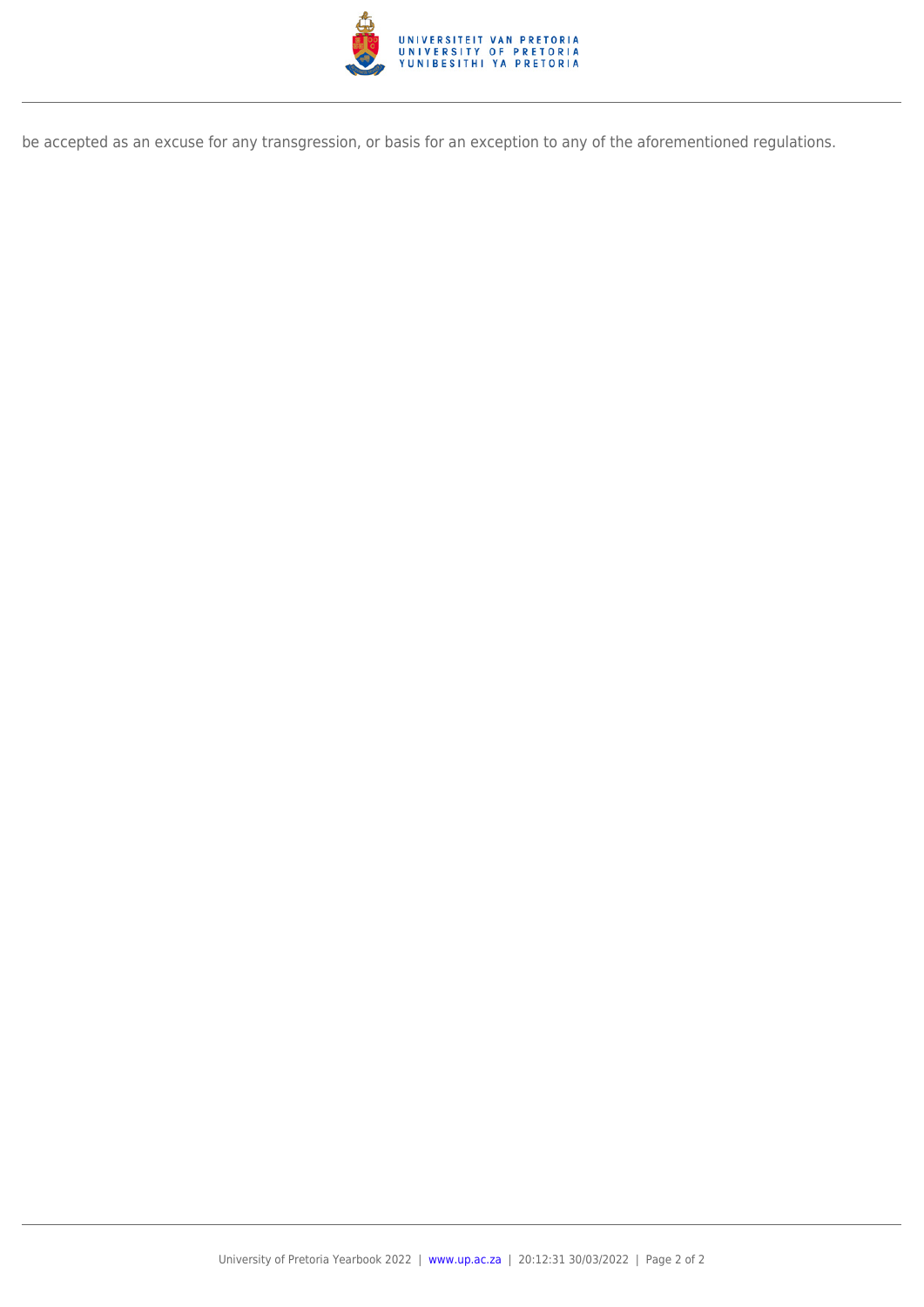be accepted as an excuse for any transgression, or basis for an exception to any of the aforementioned regulations.